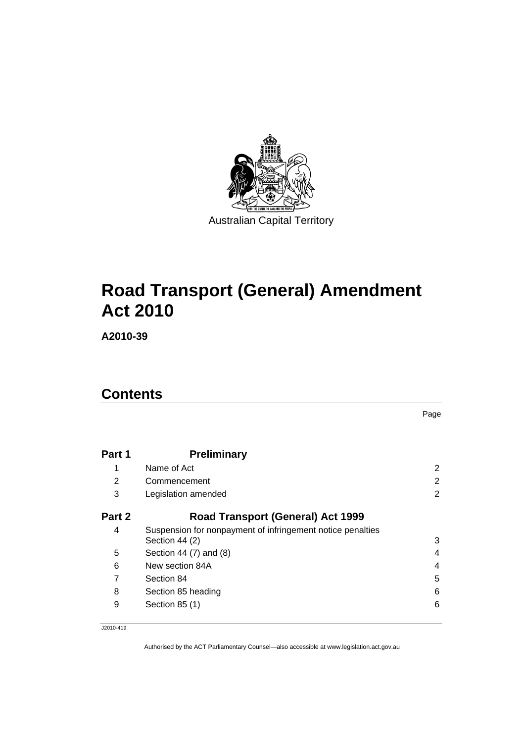Australian Capital Territory

# Road Transport (General) Amendment Act 2010

**A2010-39**

## Contents

Page

| | | |
|---|---|---|
| **Part 1** | **Preliminary** | |
| 1 | Name of Act | 2 |
| 2 | Commencement | 2 |
| 3 | Legislation amended | 2 |
| **Part 2** | **Road Transport (General) Act 1999** | |
| 4 | Suspension for nonpayment of infringement notice penalties Section 44 (2) | 3 |
| 5 | Section 44 (7) and (8) | 4 |
| 6 | New section 84A | 4 |
| 7 | Section 84 | 5 |
| 8 | Section 85 heading | 6 |
| 9 | Section 85 (1) | 6 |

J2010-419

Authorised by the ACT Parliamentary Counsel—also accessible at www.legislation.act.gov.au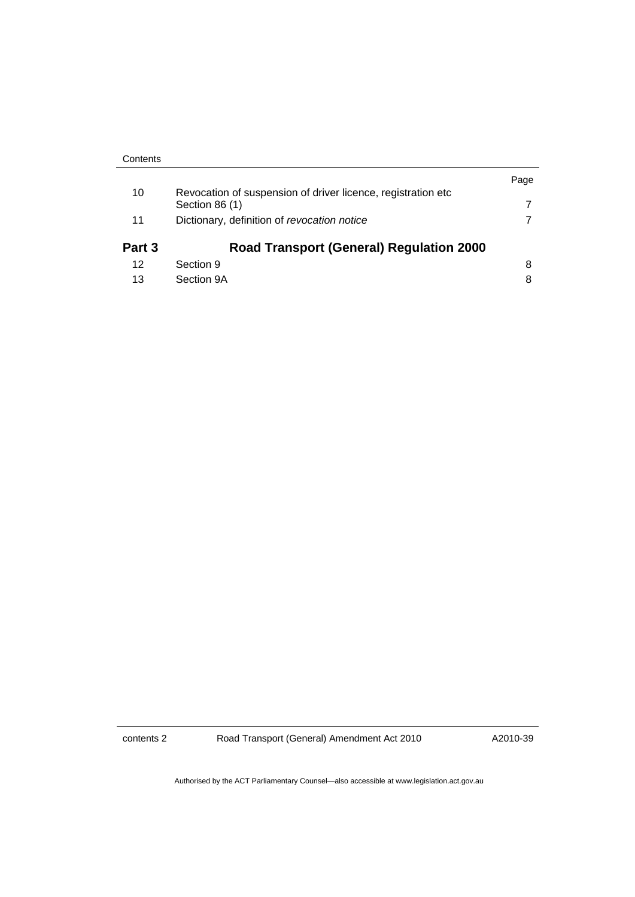| | | Page |
|---|---|---|
| 10 | Revocation of suspension of driver licence, registration etc Section 86 (1) | 7 |
| 11 | Dictionary, definition of *revocation notice* | 7 |
| **Part 3** | **Road Transport (General) Regulation 2000** | |
| 12 | Section 9 | 8 |
| 13 | Section 9A | 8 |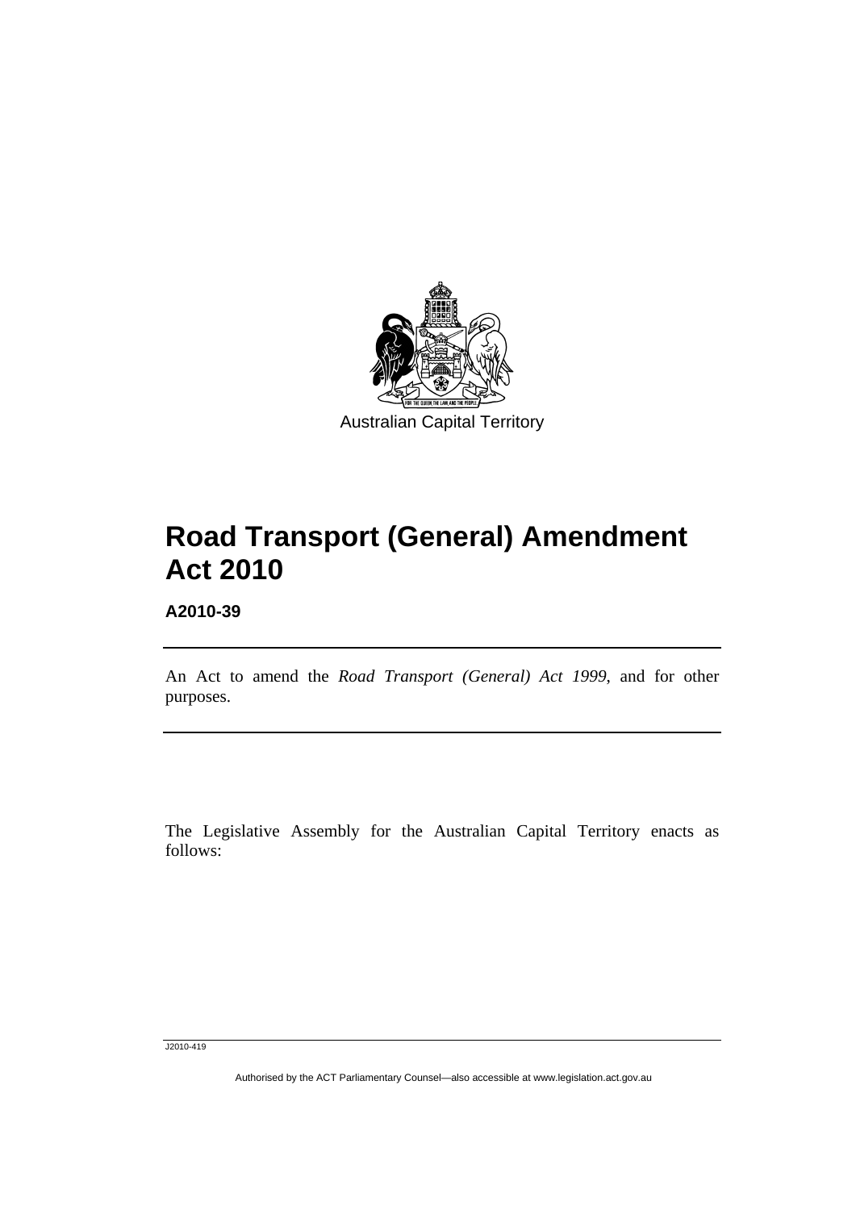Australian Capital Territory

# Road Transport (General) Amendment Act 2010

**A2010-39**

An Act to amend the *Road Transport (General) Act 1999*, and for other purposes.

The Legislative Assembly for the Australian Capital Territory enacts as follows:

J2010-419

Authorised by the ACT Parliamentary Counsel—also accessible at www.legislation.act.gov.au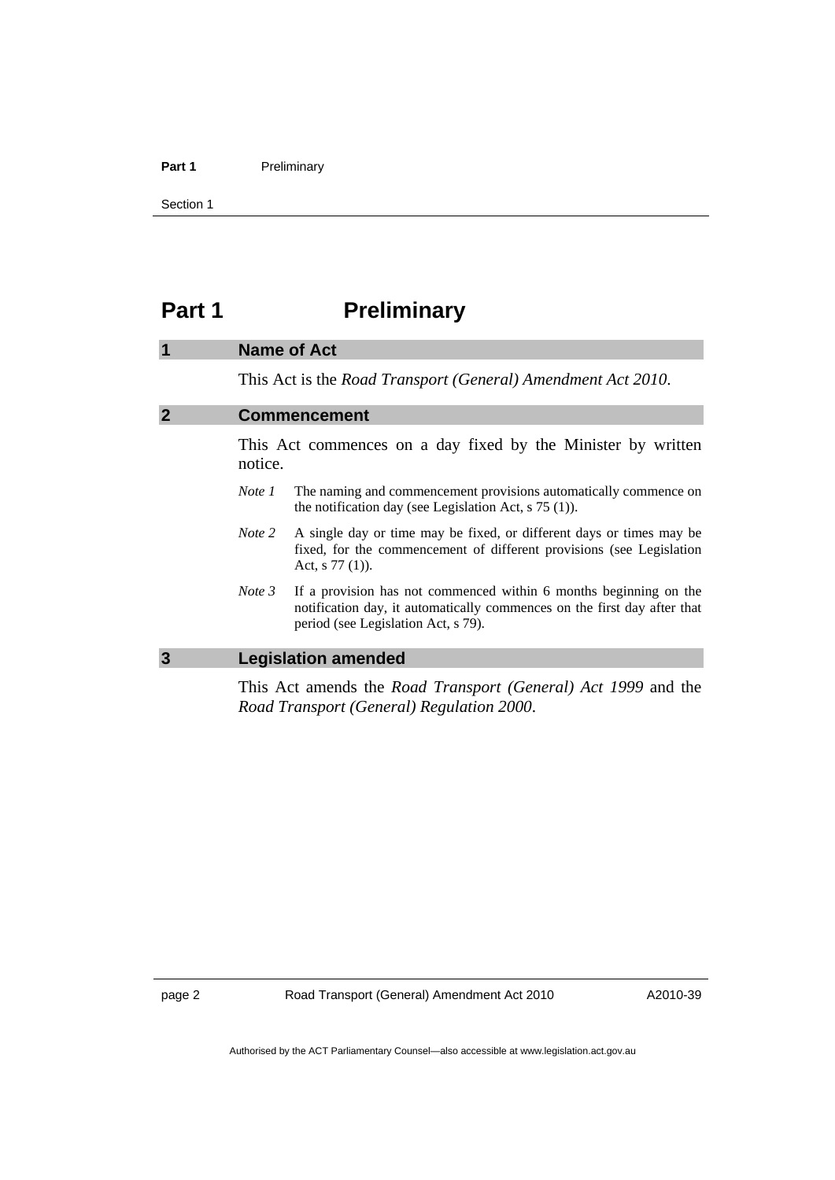# Part 1 Preliminary

## 1 Name of Act

This Act is the *Road Transport (General) Amendment Act 2010*.

## 2 Commencement

This Act commences on a day fixed by the Minister by written notice.

*Note 1* The naming and commencement provisions automatically commence on the notification day (see Legislation Act, s 75 (1)).

*Note 2* A single day or time may be fixed, or different days or times may be fixed, for the commencement of different provisions (see Legislation Act, s 77 (1)).

*Note 3* If a provision has not commenced within 6 months beginning on the notification day, it automatically commences on the first day after that period (see Legislation Act, s 79).

## 3 Legislation amended

This Act amends the *Road Transport (General) Act 1999* and the *Road Transport (General) Regulation 2000*.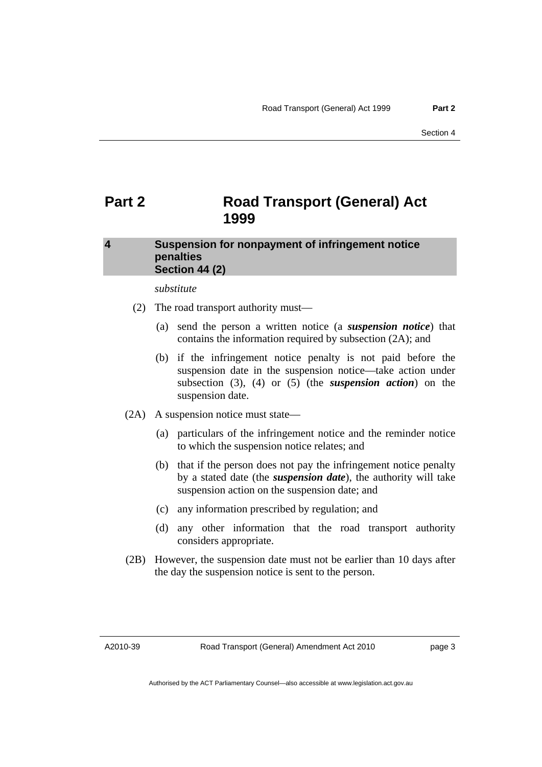# Part 2 Road Transport (General) Act 1999

## 4 Suspension for nonpayment of infringement notice penalties Section 44 (2)

*substitute*

(2) The road transport authority must—

(a) send the person a written notice (a ***suspension notice***) that contains the information required by subsection (2A); and

(b) if the infringement notice penalty is not paid before the suspension date in the suspension notice—take action under subsection (3), (4) or (5) (the ***suspension action***) on the suspension date.

(2A) A suspension notice must state—

(a) particulars of the infringement notice and the reminder notice to which the suspension notice relates; and

(b) that if the person does not pay the infringement notice penalty by a stated date (the ***suspension date***), the authority will take suspension action on the suspension date; and

(c) any information prescribed by regulation; and

(d) any other information that the road transport authority considers appropriate.

(2B) However, the suspension date must not be earlier than 10 days after the day the suspension notice is sent to the person.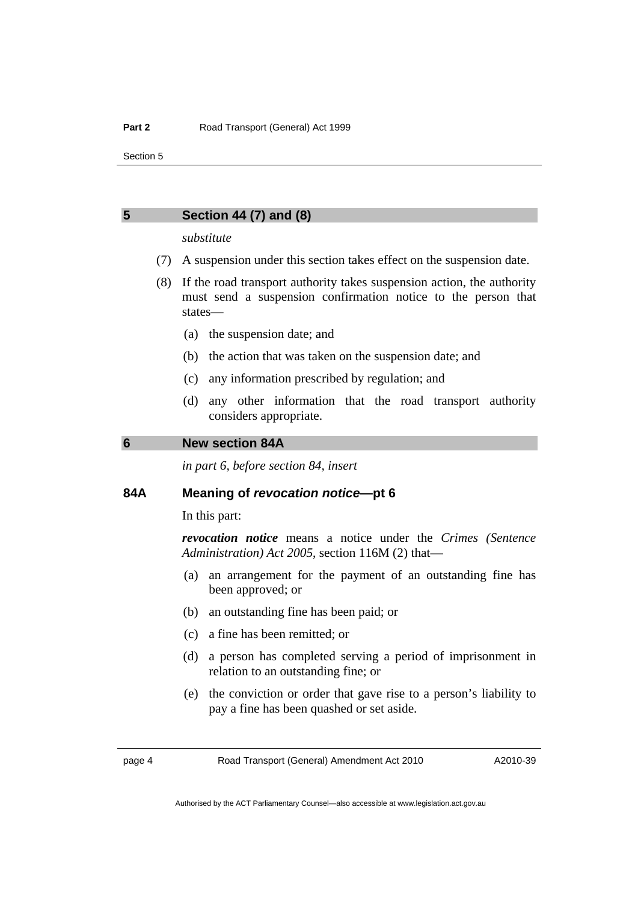## 5 Section 44 (7) and (8)

*substitute*

(7) A suspension under this section takes effect on the suspension date.

(8) If the road transport authority takes suspension action, the authority must send a suspension confirmation notice to the person that states—

- (a) the suspension date; and
- (b) the action that was taken on the suspension date; and
- (c) any information prescribed by regulation; and
- (d) any other information that the road transport authority considers appropriate.

## 6 New section 84A

*in part 6, before section 84, insert*

### 84A Meaning of *revocation notice*—pt 6

In this part:

***revocation notice*** means a notice under the *Crimes (Sentence Administration) Act 2005*, section 116M (2) that—

- (a) an arrangement for the payment of an outstanding fine has been approved; or
- (b) an outstanding fine has been paid; or
- (c) a fine has been remitted; or
- (d) a person has completed serving a period of imprisonment in relation to an outstanding fine; or
- (e) the conviction or order that gave rise to a person's liability to pay a fine has been quashed or set aside.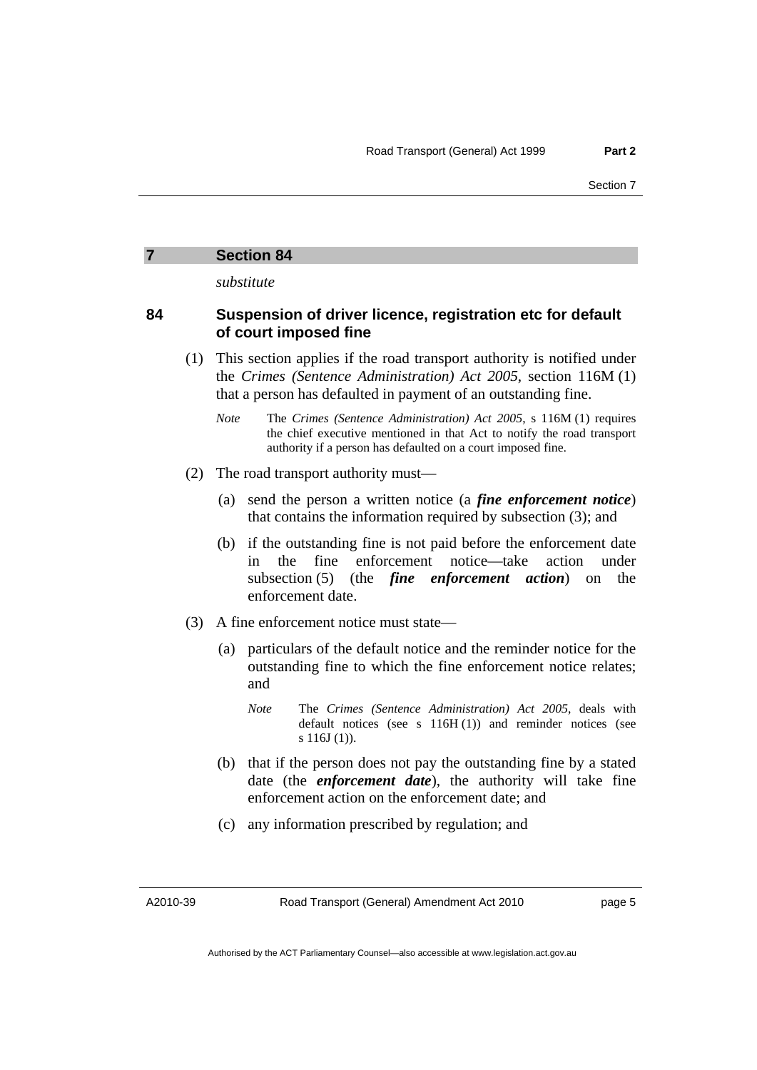## 7 Section 84

*substitute*

### 84 Suspension of driver licence, registration etc for default of court imposed fine

(1) This section applies if the road transport authority is notified under the *Crimes (Sentence Administration) Act 2005*, section 116M (1) that a person has defaulted in payment of an outstanding fine.

*Note* The *Crimes (Sentence Administration) Act 2005*, s 116M (1) requires the chief executive mentioned in that Act to notify the road transport authority if a person has defaulted on a court imposed fine.

(2) The road transport authority must—

(a) send the person a written notice (a ***fine enforcement notice***) that contains the information required by subsection (3); and

(b) if the outstanding fine is not paid before the enforcement date in the fine enforcement notice—take action under subsection (5) (the ***fine enforcement action***) on the enforcement date.

(3) A fine enforcement notice must state—

(a) particulars of the default notice and the reminder notice for the outstanding fine to which the fine enforcement notice relates; and

*Note* The *Crimes (Sentence Administration) Act 2005*, deals with default notices (see s 116H (1)) and reminder notices (see s 116J (1)).

(b) that if the person does not pay the outstanding fine by a stated date (the ***enforcement date***), the authority will take fine enforcement action on the enforcement date; and

(c) any information prescribed by regulation; and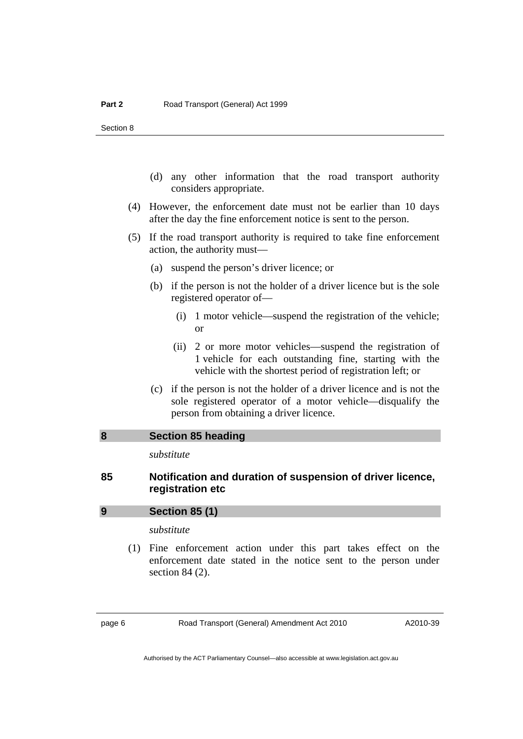(d) any other information that the road transport authority considers appropriate.

(4) However, the enforcement date must not be earlier than 10 days after the day the fine enforcement notice is sent to the person.

(5) If the road transport authority is required to take fine enforcement action, the authority must—

(a) suspend the person's driver licence; or

(b) if the person is not the holder of a driver licence but is the sole registered operator of—

(i) 1 motor vehicle—suspend the registration of the vehicle; or

(ii) 2 or more motor vehicles—suspend the registration of 1 vehicle for each outstanding fine, starting with the vehicle with the shortest period of registration left; or

(c) if the person is not the holder of a driver licence and is not the sole registered operator of a motor vehicle—disqualify the person from obtaining a driver licence.

## 8 Section 85 heading

*substitute*

### 85 Notification and duration of suspension of driver licence, registration etc

## 9 Section 85 (1)

*substitute*

(1) Fine enforcement action under this part takes effect on the enforcement date stated in the notice sent to the person under section 84 (2).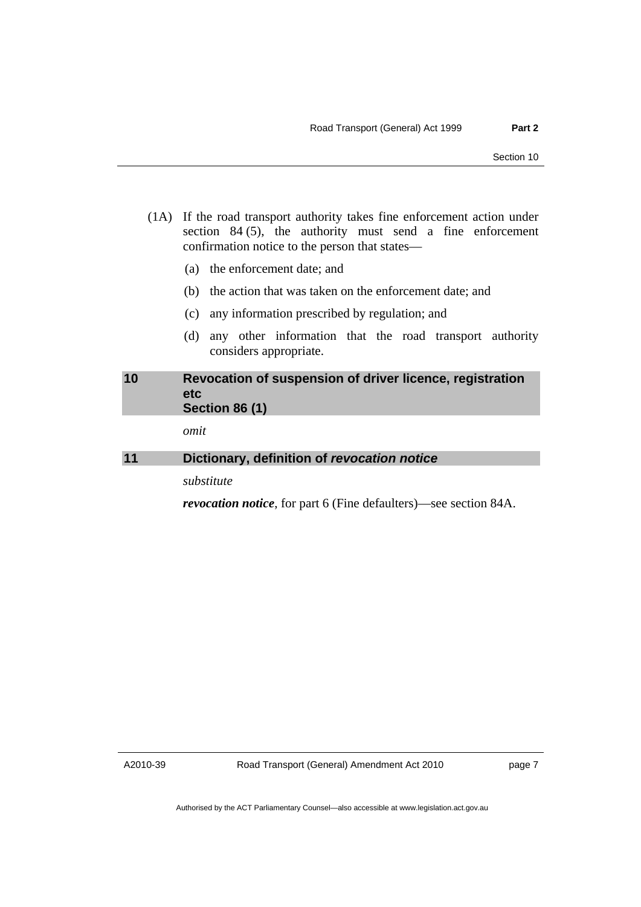(1A) If the road transport authority takes fine enforcement action under section 84 (5), the authority must send a fine enforcement confirmation notice to the person that states—

(a) the enforcement date; and

(b) the action that was taken on the enforcement date; and

(c) any information prescribed by regulation; and

(d) any other information that the road transport authority considers appropriate.

## 10 Revocation of suspension of driver licence, registration etc Section 86 (1)

*omit*

## 11 Dictionary, definition of *revocation notice*

*substitute*

***revocation notice***, for part 6 (Fine defaulters)—see section 84A.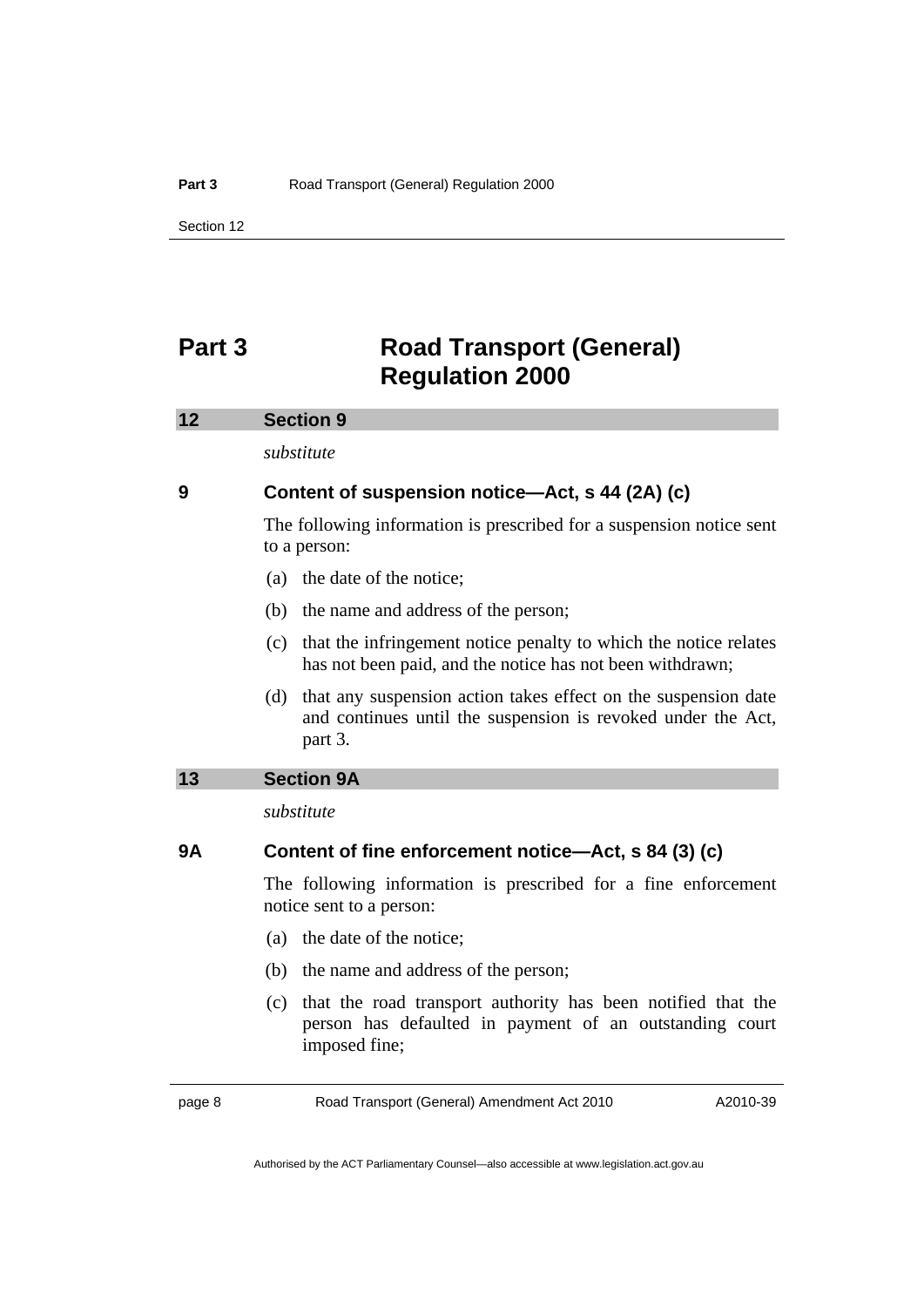# Part 3 Road Transport (General) Regulation 2000

## 12 Section 9

*substitute*

### 9 Content of suspension notice—Act, s 44 (2A) (c)

The following information is prescribed for a suspension notice sent to a person:

(a) the date of the notice;

(b) the name and address of the person;

(c) that the infringement notice penalty to which the notice relates has not been paid, and the notice has not been withdrawn;

(d) that any suspension action takes effect on the suspension date and continues until the suspension is revoked under the Act, part 3.

## 13 Section 9A

*substitute*

### 9A Content of fine enforcement notice—Act, s 84 (3) (c)

The following information is prescribed for a fine enforcement notice sent to a person:

(a) the date of the notice;

(b) the name and address of the person;

(c) that the road transport authority has been notified that the person has defaulted in payment of an outstanding court imposed fine;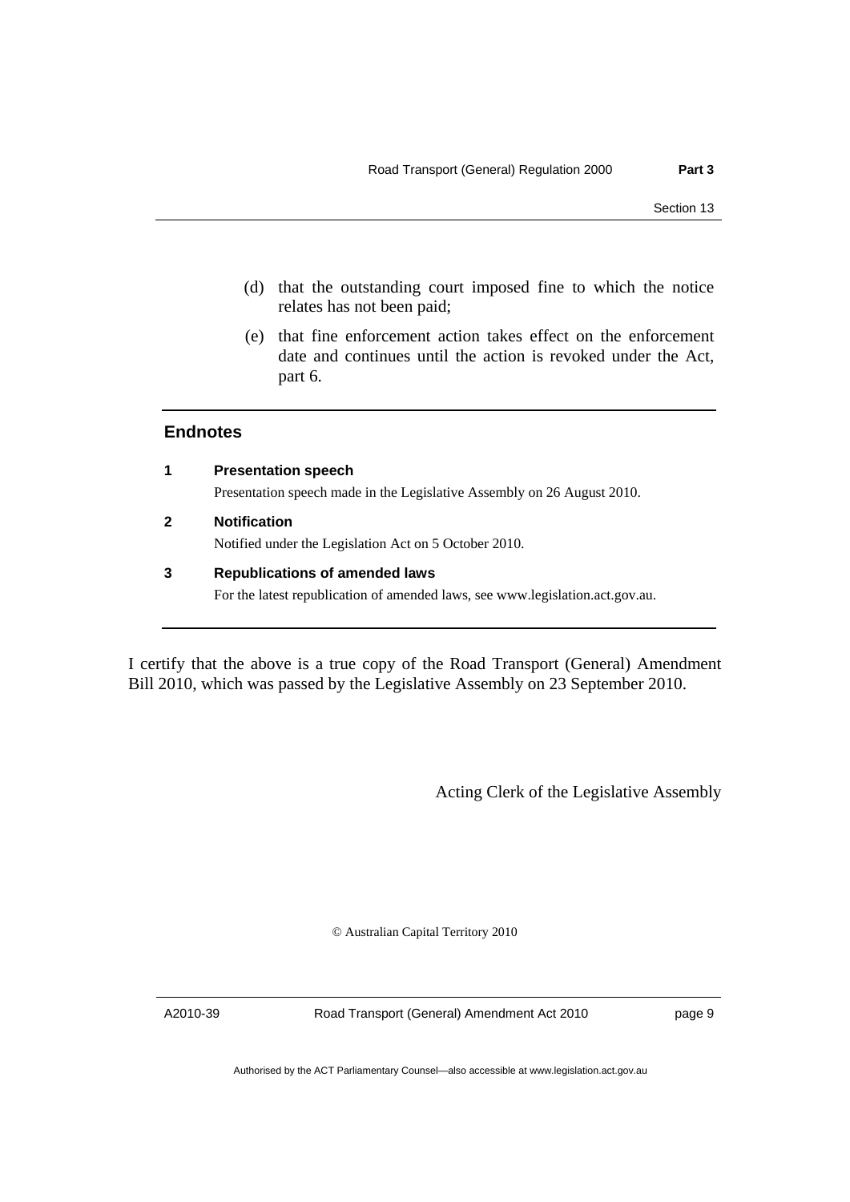(d) that the outstanding court imposed fine to which the notice relates has not been paid;

(e) that fine enforcement action takes effect on the enforcement date and continues until the action is revoked under the Act, part 6.

## Endnotes

**1 Presentation speech**

Presentation speech made in the Legislative Assembly on 26 August 2010.

**2 Notification**

Notified under the Legislation Act on 5 October 2010.

**3 Republications of amended laws**

For the latest republication of amended laws, see www.legislation.act.gov.au.

I certify that the above is a true copy of the Road Transport (General) Amendment Bill 2010, which was passed by the Legislative Assembly on 23 September 2010.

Acting Clerk of the Legislative Assembly

© Australian Capital Territory 2010